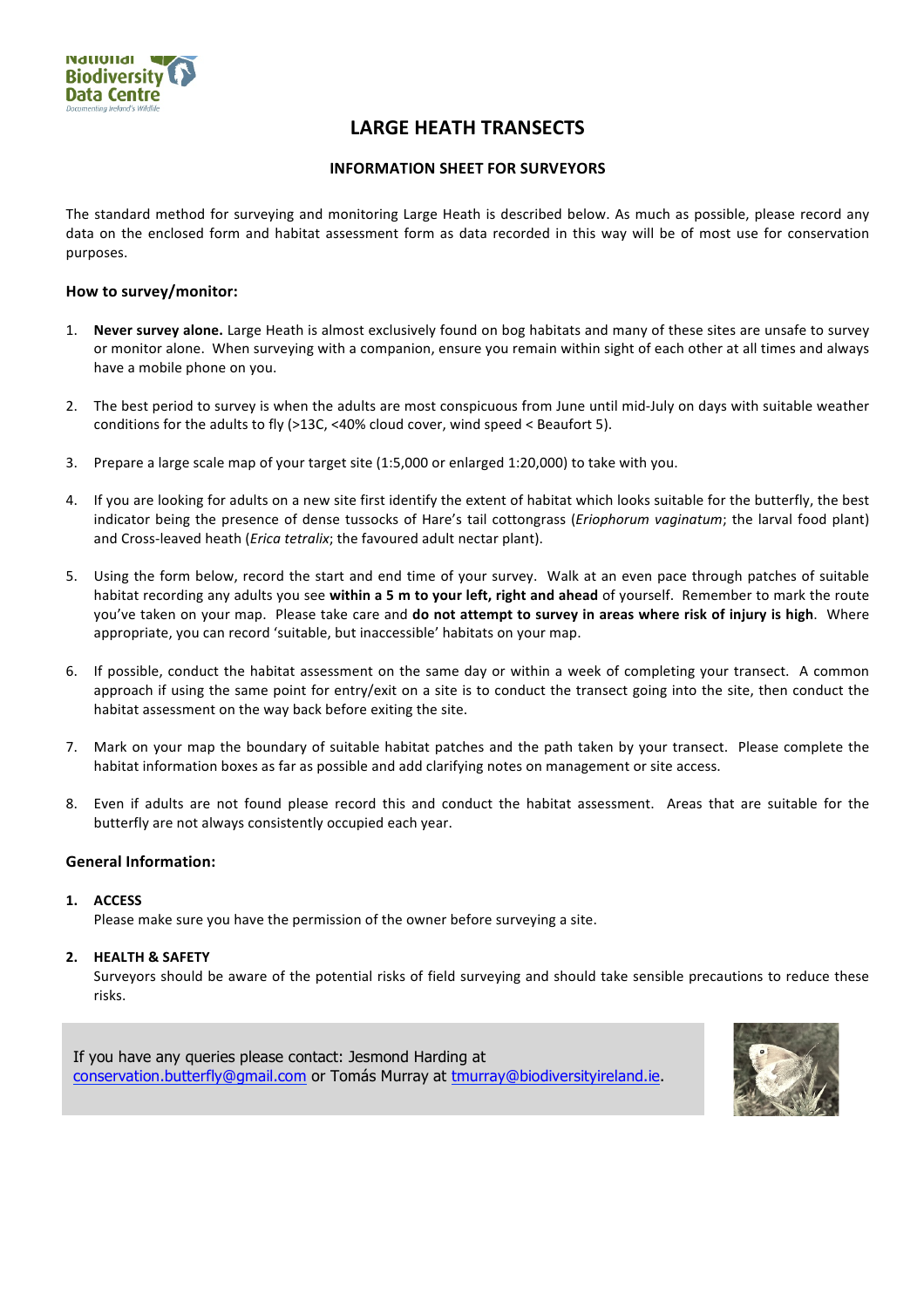# LARGE HEATH TRANSECTS

## INFORMATION SHEET FOR SURVEYORS

The standard method for surveying and monitoring Large Heath is described below. As much as possible, please record any data on the enclosed form and habitat assessment form as data recorded in this way will be of most use for conservation purposes.

### How to survey/monitor:

1. **Never survey alone.** Large Heath is almost exclusively found on bog habitats and many of these sites are unsafe to survey or monitor alone. When surveying with a companion, ensure you remain within sight of each other at all times and always have a mobile phone on you.

2. The best period to survey is when the adults are most conspicuous from June until mid-July on days with suitable weather conditions for the adults to fly (>13C, <40% cloud cover, wind speed < Beaufort 5).

3. Prepare a large scale map of your target site (1:5,000 or enlarged 1:20,000) to take with you.

4. If you are looking for adults on a new site first identify the extent of habitat which looks suitable for the butterfly, the best indicator being the presence of dense tussocks of Hare's tail cottongrass (*Eriophorum vaginatum*; the larval food plant) and Cross-leaved heath (*Erica tetralix*; the favoured adult nectar plant).

5. Using the form below, record the start and end time of your survey. Walk at an even pace through patches of suitable habitat recording any adults you see **within a 5 m to your left, right and ahead** of yourself. Remember to mark the route you've taken on your map. Please take care and **do not attempt to survey in areas where risk of injury is high**. Where appropriate, you can record 'suitable, but inaccessible' habitats on your map.

6. If possible, conduct the habitat assessment on the same day or within a week of completing your transect. A common approach if using the same point for entry/exit on a site is to conduct the transect going into the site, then conduct the habitat assessment on the way back before exiting the site.

7. Mark on your map the boundary of suitable habitat patches and the path taken by your transect. Please complete the habitat information boxes as far as possible and add clarifying notes on management or site access.

8. Even if adults are not found please record this and conduct the habitat assessment. Areas that are suitable for the butterfly are not always consistently occupied each year.

### General Information:

1. **ACCESS**
   Please make sure you have the permission of the owner before surveying a site.

2. **HEALTH & SAFETY**
   Surveyors should be aware of the potential risks of field surveying and should take sensible precautions to reduce these risks.

If you have any queries please contact: Jesmond Harding at conservation.butterfly@gmail.com or Tomás Murray at tmurray@biodiversityireland.ie.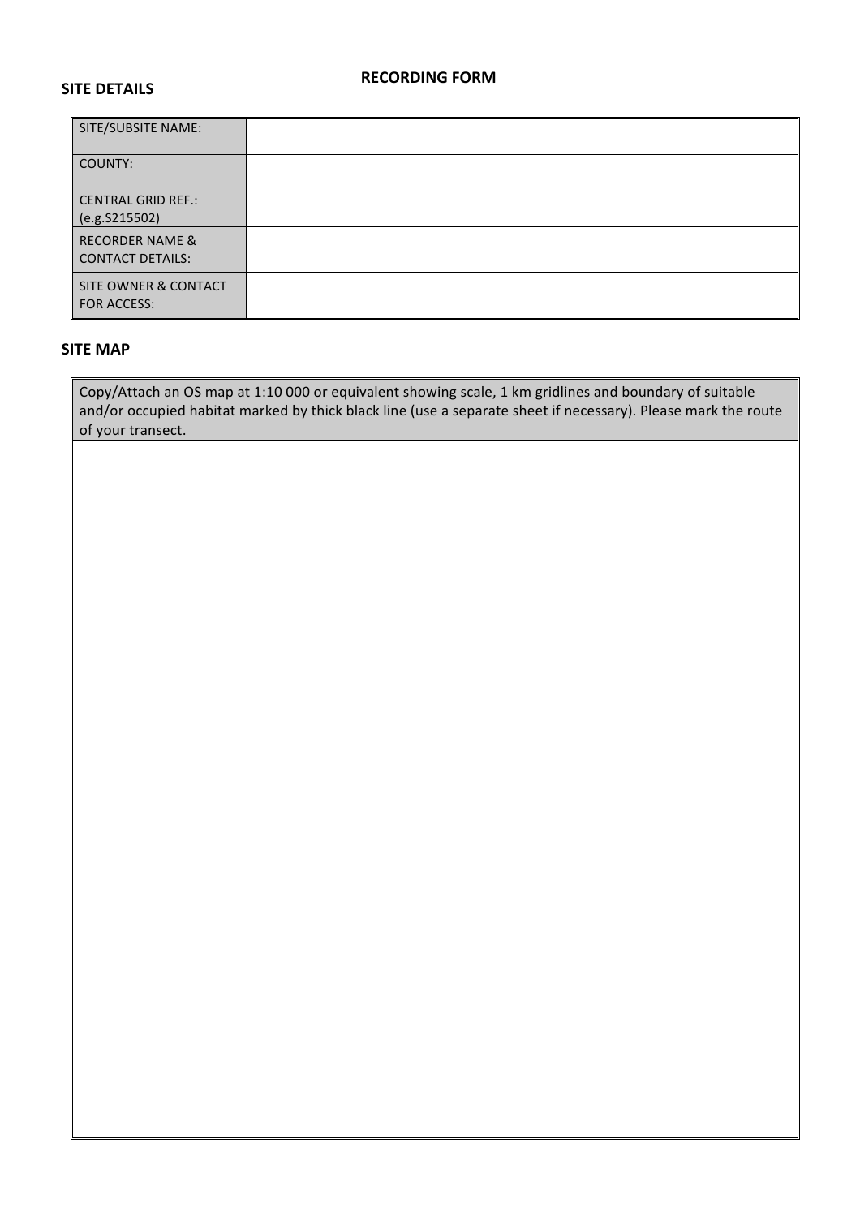## RECORDING FORM

### SITE DETAILS

| | |
|---|---|
| SITE/SUBSITE NAME: | |
| COUNTY: | |
| CENTRAL GRID REF.: (e.g.S215502) | |
| RECORDER NAME & CONTACT DETAILS: | |
| SITE OWNER & CONTACT FOR ACCESS: | |

### SITE MAP

Copy/Attach an OS map at 1:10 000 or equivalent showing scale, 1 km gridlines and boundary of suitable and/or occupied habitat marked by thick black line (use a separate sheet if necessary). Please mark the route of your transect.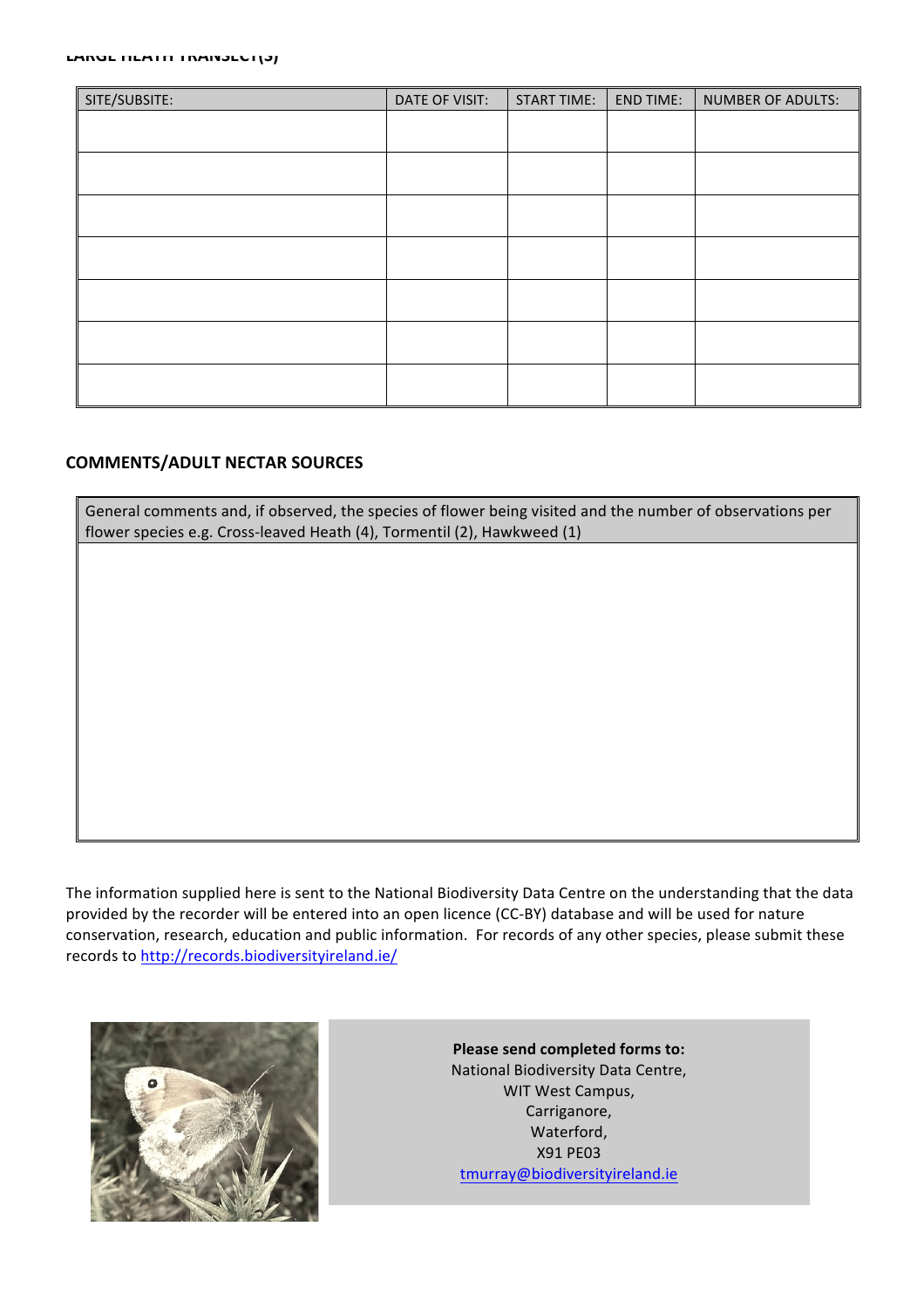LARGE HEATH TRANSECT(S)

| SITE/SUBSITE: | DATE OF VISIT: | START TIME: | END TIME: | NUMBER OF ADULTS: |
|---|---|---|---|---|
| | | | | |
| | | | | |
| | | | | |
| | | | | |
| | | | | |
| | | | | |
| | | | | |

### COMMENTS/ADULT NECTAR SOURCES

| General comments and, if observed, the species of flower being visited and the number of observations per flower species e.g. Cross-leaved Heath (4), Tormentil (2), Hawkweed (1) |
|---|
| |

The information supplied here is sent to the National Biodiversity Data Centre on the understanding that the data provided by the recorder will be entered into an open licence (CC-BY) database and will be used for nature conservation, research, education and public information. For records of any other species, please submit these records to http://records.biodiversityireland.ie/

**Please send completed forms to:**
National Biodiversity Data Centre,
WIT West Campus,
Carriganore,
Waterford,
X91 PE03
tmurray@biodiversityireland.ie